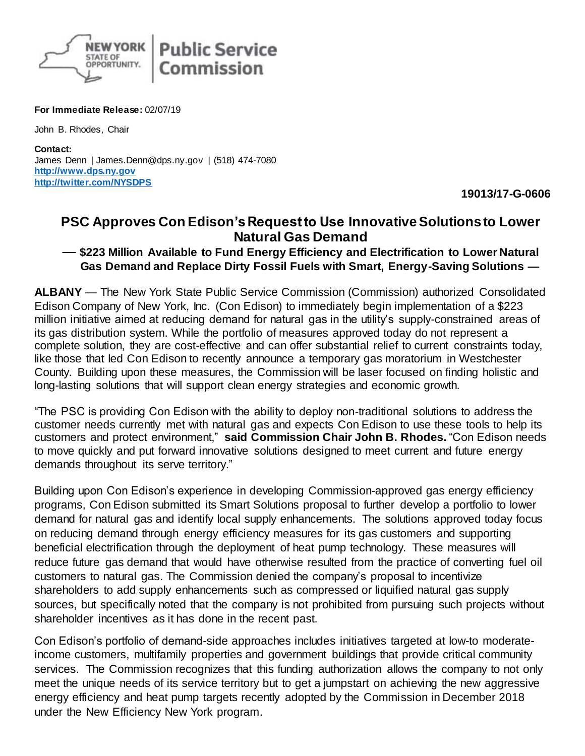**For Immediate Release:** 02/07/19

John B. Rhodes, Chair

**Contact:**
James Denn | James.Denn@dps.ny.gov | (518) 474-7080
**http://www.dps.ny.gov**
**http://twitter.com/NYSDPS**

**19013/17-G-0606**

# PSC Approves Con Edison's Request to Use Innovative Solutions to Lower Natural Gas Demand

**— $223 Million Available to Fund Energy Efficiency and Electrification to Lower Natural Gas Demand and Replace Dirty Fossil Fuels with Smart, Energy-Saving Solutions —**

**ALBANY** — The New York State Public Service Commission (Commission) authorized Consolidated Edison Company of New York, Inc. (Con Edison) to immediately begin implementation of a $223 million initiative aimed at reducing demand for natural gas in the utility's supply-constrained areas of its gas distribution system. While the portfolio of measures approved today do not represent a complete solution, they are cost-effective and can offer substantial relief to current constraints today, like those that led Con Edison to recently announce a temporary gas moratorium in Westchester County. Building upon these measures, the Commission will be laser focused on finding holistic and long-lasting solutions that will support clean energy strategies and economic growth.

"The PSC is providing Con Edison with the ability to deploy non-traditional solutions to address the customer needs currently met with natural gas and expects Con Edison to use these tools to help its customers and protect environment," **said Commission Chair John B. Rhodes.** "Con Edison needs to move quickly and put forward innovative solutions designed to meet current and future energy demands throughout its serve territory."

Building upon Con Edison's experience in developing Commission-approved gas energy efficiency programs, Con Edison submitted its Smart Solutions proposal to further develop a portfolio to lower demand for natural gas and identify local supply enhancements. The solutions approved today focus on reducing demand through energy efficiency measures for its gas customers and supporting beneficial electrification through the deployment of heat pump technology. These measures will reduce future gas demand that would have otherwise resulted from the practice of converting fuel oil customers to natural gas. The Commission denied the company's proposal to incentivize shareholders to add supply enhancements such as compressed or liquified natural gas supply sources, but specifically noted that the company is not prohibited from pursuing such projects without shareholder incentives as it has done in the recent past.

Con Edison's portfolio of demand-side approaches includes initiatives targeted at low-to moderate-income customers, multifamily properties and government buildings that provide critical community services. The Commission recognizes that this funding authorization allows the company to not only meet the unique needs of its service territory but to get a jumpstart on achieving the new aggressive energy efficiency and heat pump targets recently adopted by the Commission in December 2018 under the New Efficiency New York program.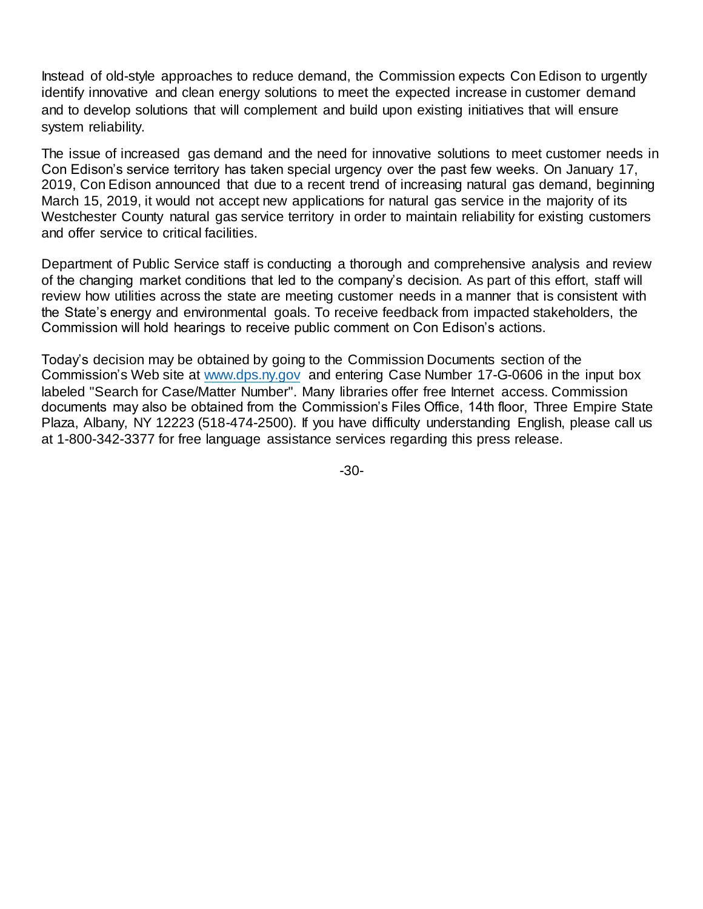Instead of old-style approaches to reduce demand, the Commission expects Con Edison to urgently identify innovative and clean energy solutions to meet the expected increase in customer demand and to develop solutions that will complement and build upon existing initiatives that will ensure system reliability.

The issue of increased gas demand and the need for innovative solutions to meet customer needs in Con Edison's service territory has taken special urgency over the past few weeks. On January 17, 2019, Con Edison announced that due to a recent trend of increasing natural gas demand, beginning March 15, 2019, it would not accept new applications for natural gas service in the majority of its Westchester County natural gas service territory in order to maintain reliability for existing customers and offer service to critical facilities.

Department of Public Service staff is conducting a thorough and comprehensive analysis and review of the changing market conditions that led to the company's decision. As part of this effort, staff will review how utilities across the state are meeting customer needs in a manner that is consistent with the State's energy and environmental goals. To receive feedback from impacted stakeholders, the Commission will hold hearings to receive public comment on Con Edison's actions.

Today's decision may be obtained by going to the Commission Documents section of the Commission's Web site at [www.dps.ny.gov](http://www.dps.ny.gov) and entering Case Number 17-G-0606 in the input box labeled "Search for Case/Matter Number". Many libraries offer free Internet access. Commission documents may also be obtained from the Commission's Files Office, 14th floor, Three Empire State Plaza, Albany, NY 12223 (518-474-2500). If you have difficulty understanding English, please call us at 1-800-342-3377 for free language assistance services regarding this press release.

-30-